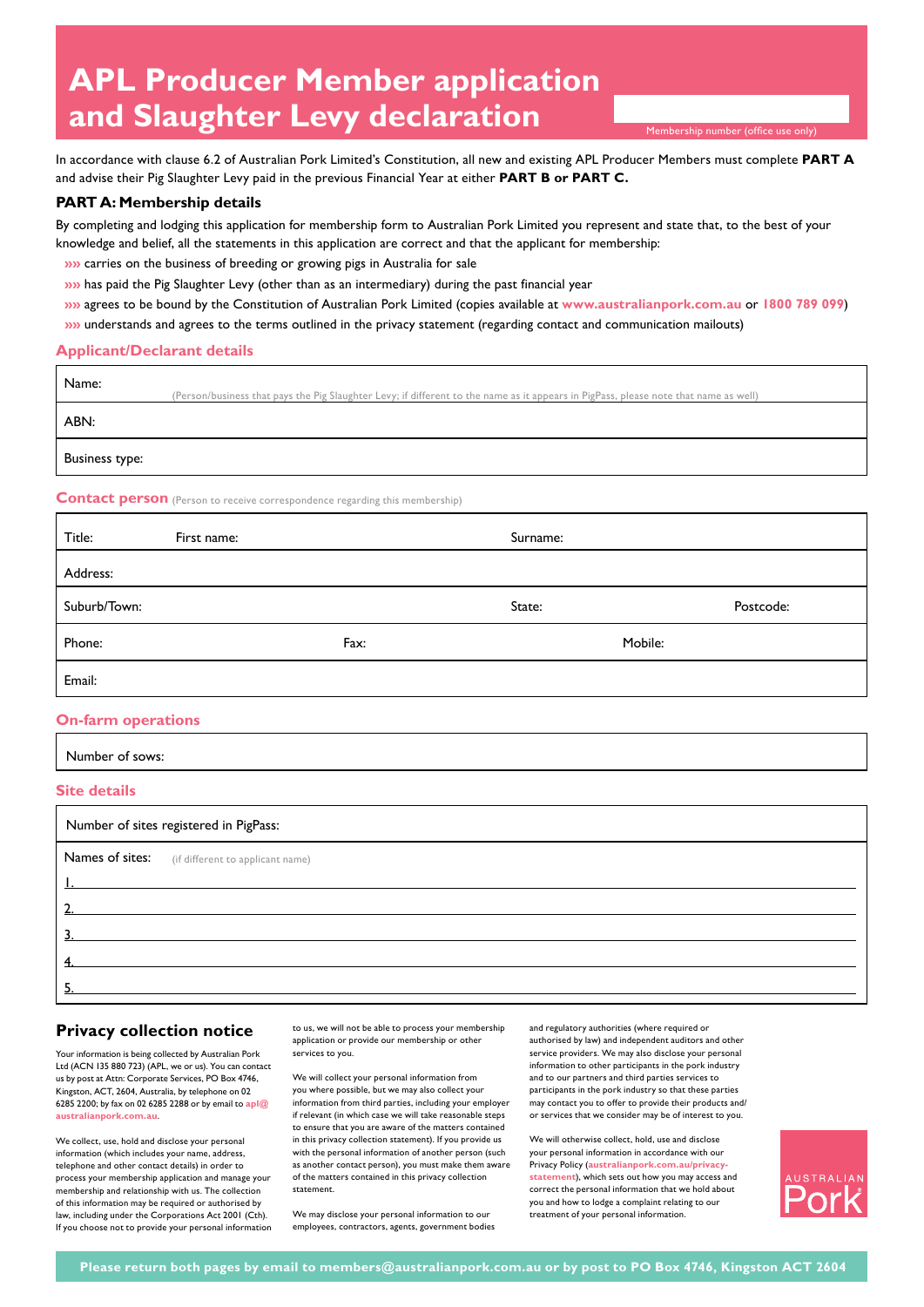# APL Producer Member application and Slaughter Levy declaration

Membership number (office use only)

In accordance with clause 6.2 of Australian Pork Limited's Constitution, all new and existing APL Producer Members must complete **PART A** and advise their Pig Slaughter Levy paid in the previous Financial Year at either **PART B or PART C.**

## PART A: Membership details

By completing and lodging this application for membership form to Australian Pork Limited you represent and state that, to the best of your knowledge and belief, all the statements in this application are correct and that the applicant for membership:

- carries on the business of breeding or growing pigs in Australia for sale
- has paid the Pig Slaughter Levy (other than as an intermediary) during the past financial year
- agrees to be bound by the Constitution of Australian Pork Limited (copies available at **www.australianpork.com.au** or **1800 789 099**)
- understands and agrees to the terms outlined in the privacy statement (regarding contact and communication mailouts)

### Applicant/Declarant details

| |
|---|
| Name: (Person/business that pays the Pig Slaughter Levy; if different to the name as it appears in PigPass, please note that name as well) |
| ABN: |
| Business type: |

### Contact person (Person to receive correspondence regarding this membership)

| | | |
|---|---|---|
| Title: First name: | Surname: | |
| Address: | | |
| Suburb/Town: | State: | Postcode: |
| Phone: | Fax: | Mobile: |
| Email: | | |

### On-farm operations

| |
|---|
| Number of sows: |

### Site details

| |
|---|
| Number of sites registered in PigPass: |
| Names of sites: (if different to applicant name) |
| 1. |
| 2. |
| 3. |
| 4. |
| 5. |

## Privacy collection notice

Your information is being collected by Australian Pork Ltd (ACN 135 880 723) (APL, we or us). You can contact us by post at Attn: Corporate Services, PO Box 4746, Kingston, ACT, 2604, Australia, by telephone on 02 6285 2200; by fax on 02 6285 2288 or by email to **apl@australianpork.com.au**.

We collect, use, hold and disclose your personal information (which includes your name, address, telephone and other contact details) in order to process your membership application and manage your membership and relationship with us. The collection of this information may be required or authorised by law, including under the Corporations Act 2001 (Cth). If you choose not to provide your personal information to us, we will not be able to process your membership application or provide our membership or other services to you.

We will collect your personal information from you where possible, but we may also collect your information from third parties, including your employer if relevant (in which case we will take reasonable steps to ensure that you are aware of the matters contained in this privacy collection statement). If you provide us with the personal information of another person (such as another contact person), you must make them aware of the matters contained in this privacy collection statement.

We may disclose your personal information to our employees, contractors, agents, government bodies and regulatory authorities (where required or authorised by law) and independent auditors and other service providers. We may also disclose your personal information to other participants in the pork industry and to our partners and third parties services to participants in the pork industry so that these parties may contact you to offer to provide their products and/or services that we consider may be of interest to you.

We will otherwise collect, hold, use and disclose your personal information in accordance with our Privacy Policy (**australianpork.com.au/privacy-statement**), which sets out how you may access and correct the personal information that we hold about you and how to lodge a complaint relating to our treatment of your personal information.

AUSTRALIAN Pork

**Please return both pages by email to members@australianpork.com.au or by post to PO Box 4746, Kingston ACT 2604**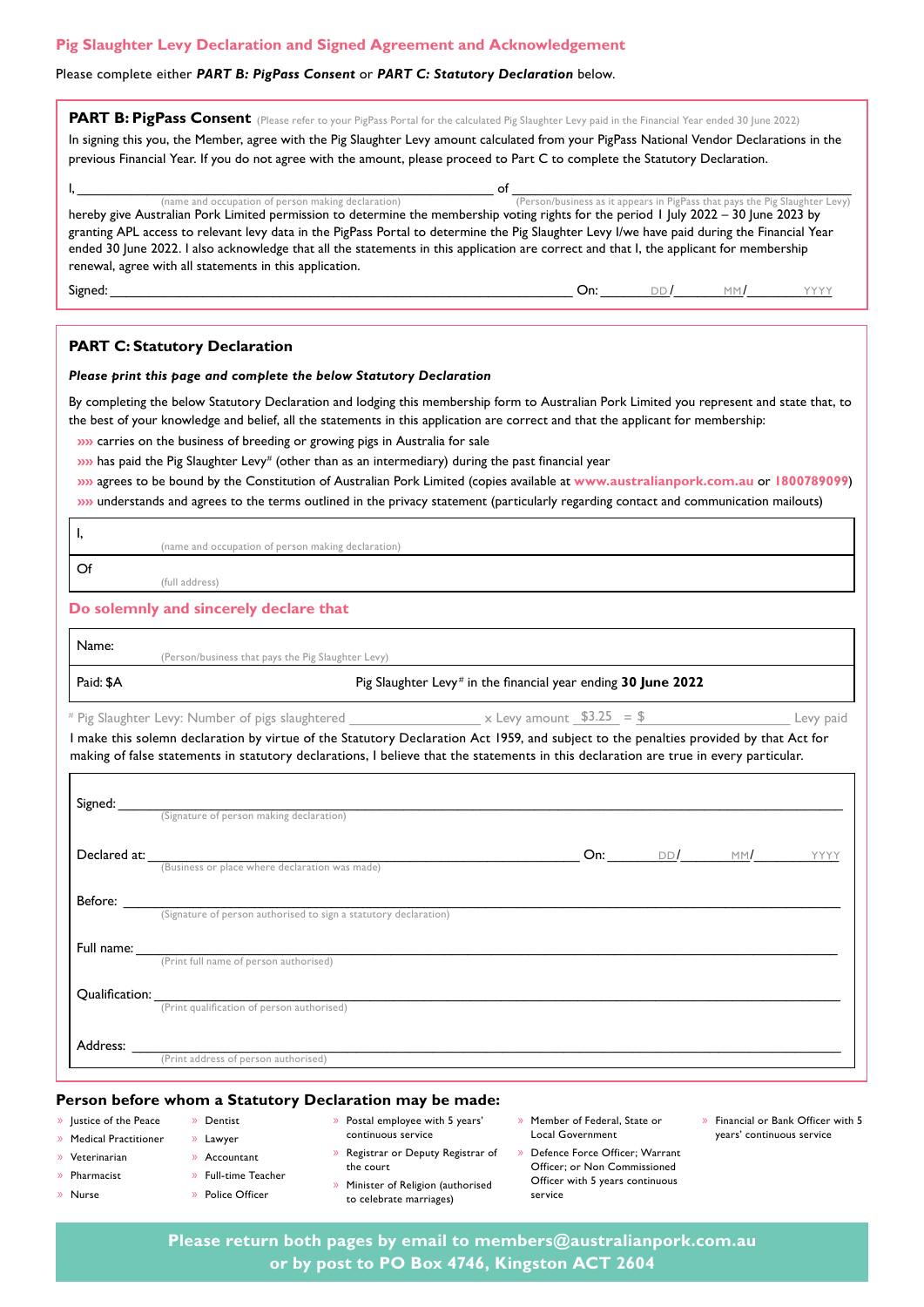## Pig Slaughter Levy Declaration and Signed Agreement and Acknowledgement

Please complete either ***PART B: PigPass Consent*** or ***PART C: Statutory Declaration*** below.

### PART B: PigPass Consent

(Please refer to your PigPass Portal for the calculated Pig Slaughter Levy paid in the Financial Year ended 30 June 2022)

In signing this you, the Member, agree with the Pig Slaughter Levy amount calculated from your PigPass National Vendor Declarations in the previous Financial Year. If you do not agree with the amount, please proceed to Part C to complete the Statutory Declaration.

I, ______________________________ of ______________________________
(name and occupation of person making declaration) (Person/business as it appears in PigPass that pays the Pig Slaughter Levy)

hereby give Australian Pork Limited permission to determine the membership voting rights for the period 1 July 2022 – 30 June 2023 by granting APL access to relevant levy data in the PigPass Portal to determine the Pig Slaughter Levy I/we have paid during the Financial Year ended 30 June 2022. I also acknowledge that all the statements in this application are correct and that I, the applicant for membership renewal, agree with all statements in this application.

Signed: ______________________________ On: DD/ MM/ YYYY

### PART C: Statutory Declaration

***Please print this page and complete the below Statutory Declaration***

By completing the below Statutory Declaration and lodging this membership form to Australian Pork Limited you represent and state that, to the best of your knowledge and belief, all the statements in this application are correct and that the applicant for membership:

- carries on the business of breeding or growing pigs in Australia for sale
- has paid the Pig Slaughter Levy# (other than as an intermediary) during the past financial year
- agrees to be bound by the Constitution of Australian Pork Limited (copies available at www.australianpork.com.au or 1800789099)
- understands and agrees to the terms outlined in the privacy statement (particularly regarding contact and communication mailouts)

I, ______________________________
(name and occupation of person making declaration)

Of ______________________________
(full address)

**Do solemnly and sincerely declare that**

Name: ______________________________
(Person/business that pays the Pig Slaughter Levy)

Paid: $A ______ Pig Slaughter Levy# in the financial year ending **30 June 2022**

# Pig Slaughter Levy: Number of pigs slaughtered ______ x Levy amount $3.25 = $ ______ Levy paid

I make this solemn declaration by virtue of the Statutory Declaration Act 1959, and subject to the penalties provided by that Act for making of false statements in statutory declarations, I believe that the statements in this declaration are true in every particular.

Signed: ______________________________
(Signature of person making declaration)

Declared at: ______________________________ On: DD/ MM/ YYYY
(Business or place where declaration was made)

Before: ______________________________
(Signature of person authorised to sign a statutory declaration)

Full name: ______________________________
(Print full name of person authorised)

Qualification: ______________________________
(Print qualification of person authorised)

Address: ______________________________
(Print address of person authorised)

### Person before whom a Statutory Declaration may be made:

- Justice of the Peace
- Medical Practitioner
- Veterinarian
- Pharmacist
- Nurse
- Dentist
- Lawyer
- Accountant
- Full-time Teacher
- Police Officer
- Postal employee with 5 years' continuous service
- Registrar or Deputy Registrar of the court
- Minister of Religion (authorised to celebrate marriages)
- Member of Federal, State or Local Government
- Defence Force Officer; Warrant Officer; or Non Commissioned Officer with 5 years continuous service
- Financial or Bank Officer with 5 years' continuous service

**Please return both pages by email to members@australianpork.com.au or by post to PO Box 4746, Kingston ACT 2604**